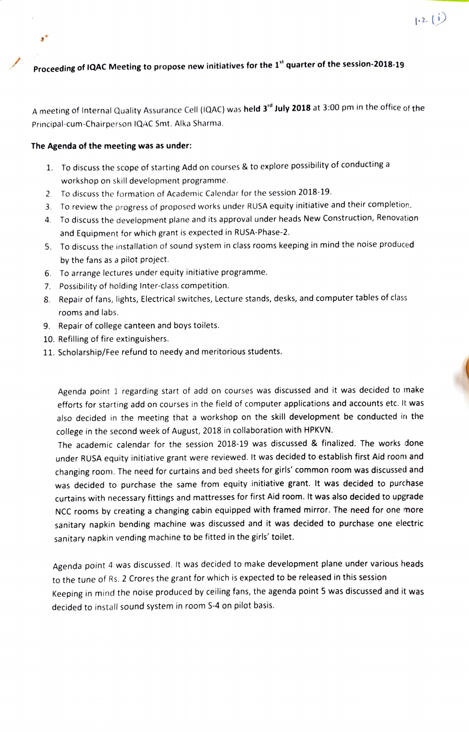**Proceeding of IQAC Meeting to propose new initiatives for the 1st quarter of the session-2018-19**

A meeting of Internal Quality Assurance Cell (IQAC) was **held 3rd July 2018** at 3:00 pm in the office of the Principal-cum-Chairperson IQAC Smt. Alka Sharma.

**The Agenda of the meeting was as under:**

1. To discuss the scope of starting Add on courses & to explore possibility of conducting a workshop on skill development programme.
2. To discuss the formation of Academic Calendar for the session 2018-19.
3. To review the progress of proposed works under RUSA equity initiative and their completion.
4. To discuss the development plane and its approval under heads New Construction, Renovation and Equipment for which grant is expected in RUSA-Phase-2.
5. To discuss the installation of sound system in class rooms keeping in mind the noise produced by the fans as a pilot project.
6. To arrange lectures under equity initiative programme.
7. Possibility of holding Inter-class competition.
8. Repair of fans, lights, Electrical switches, Lecture stands, desks, and computer tables of class rooms and labs.
9. Repair of college canteen and boys toilets.
10. Refilling of fire extinguishers.
11. Scholarship/Fee refund to needy and meritorious students.

Agenda point 1 regarding start of add on courses was discussed and it was decided to make efforts for starting add on courses in the field of computer applications and accounts etc. It was also decided in the meeting that a workshop on the skill development be conducted in the college in the second week of August, 2018 in collaboration with HPKVN.

The academic calendar for the session 2018-19 was discussed & finalized. The works done under RUSA equity initiative grant were reviewed. It was decided to establish first Aid room and changing room. The need for curtains and bed sheets for girls' common room was discussed and was decided to purchase the same from equity initiative grant. It was decided to purchase curtains with necessary fittings and mattresses for first Aid room. It was also decided to upgrade NCC rooms by creating a changing cabin equipped with framed mirror. The need for one more sanitary napkin bending machine was discussed and it was decided to purchase one electric sanitary napkin vending machine to be fitted in the girls' toilet.

Agenda point 4 was discussed. It was decided to make development plane under various heads to the tune of Rs. 2 Crores the grant for which is expected to be released in this session

Keeping in mind the noise produced by ceiling fans, the agenda point 5 was discussed and it was decided to install sound system in room S-4 on pilot basis.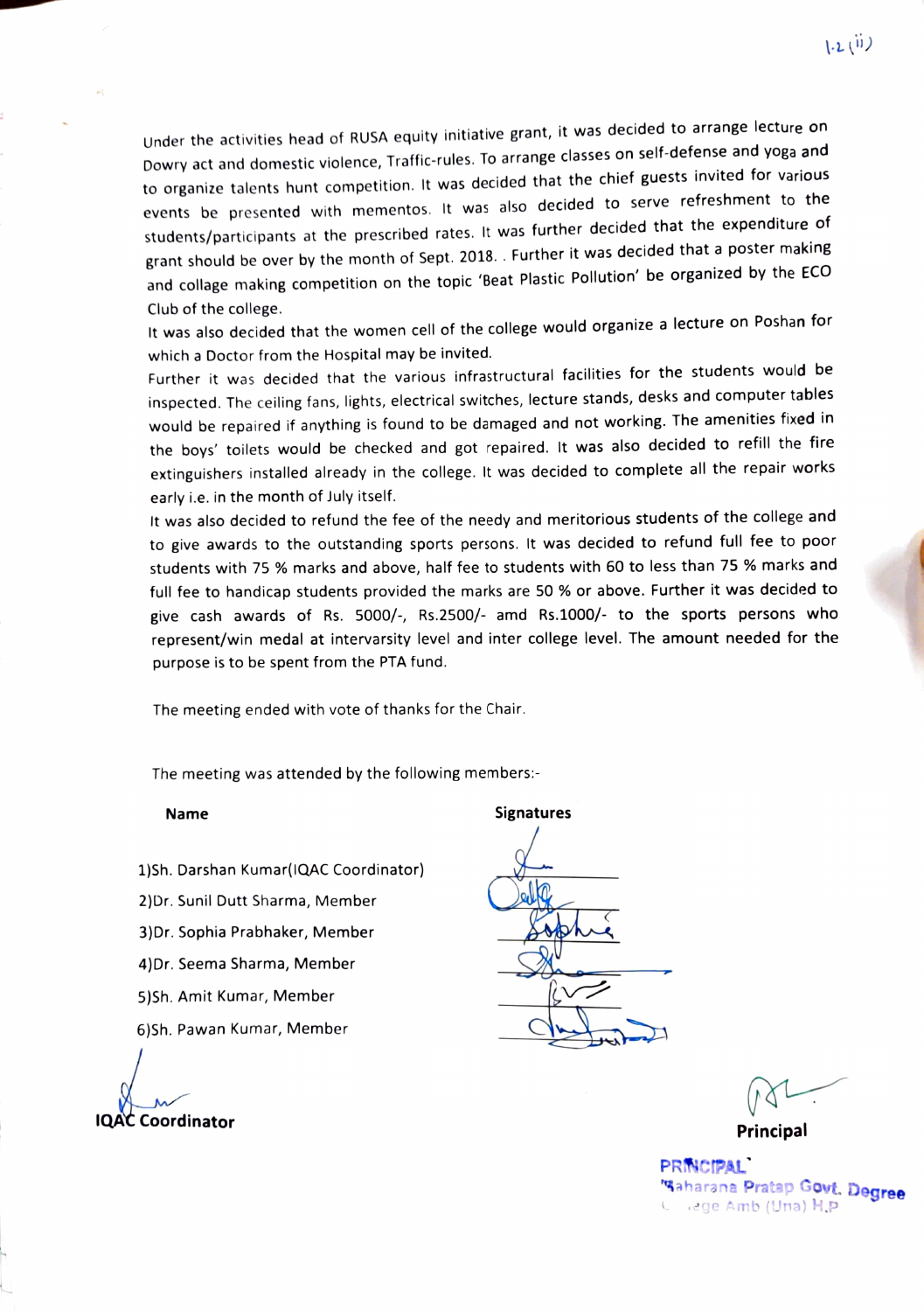Under the activities head of RUSA equity initiative grant, it was decided to arrange lecture on Dowry act and domestic violence, Traffic-rules. To arrange classes on self-defense and yoga and to organize talents hunt competition. It was decided that the chief guests invited for various events be presented with mementos. It was also decided to serve refreshment to the students/participants at the prescribed rates. It was further decided that the expenditure of grant should be over by the month of Sept. 2018. . Further it was decided that a poster making and collage making competition on the topic 'Beat Plastic Pollution' be organized by the ECO Club of the college.

It was also decided that the women cell of the college would organize a lecture on Poshan for which a Doctor from the Hospital may be invited.

Further it was decided that the various infrastructural facilities for the students would be inspected. The ceiling fans, lights, electrical switches, lecture stands, desks and computer tables would be repaired if anything is found to be damaged and not working. The amenities fixed in the boys' toilets would be checked and got repaired. It was also decided to refill the fire extinguishers installed already in the college. It was decided to complete all the repair works early i.e. in the month of July itself.

It was also decided to refund the fee of the needy and meritorious students of the college and to give awards to the outstanding sports persons. It was decided to refund full fee to poor students with 75 % marks and above, half fee to students with 60 to less than 75 % marks and full fee to handicap students provided the marks are 50 % or above. Further it was decided to give cash awards of Rs. 5000/-, Rs.2500/- amd Rs.1000/- to the sports persons who represent/win medal at intervarsity level and inter college level. The amount needed for the purpose is to be spent from the PTA fund.

The meeting ended with vote of thanks for the Chair.

The meeting was attended by the following members:-

| Name | Signatures |
|---|---|
| 1)Sh. Darshan Kumar(IQAC Coordinator) | Sd/- |
| 2)Dr. Sunil Dutt Sharma, Member | Sd/- |
| 3)Dr. Sophia Prabhaker, Member | Sd/- |
| 4)Dr. Seema Sharma, Member | Sd/- |
| 5)Sh. Amit Kumar, Member | Sd/- |
| 6)Sh. Pawan Kumar, Member | Sd/- |

**IQAC Coordinator**

**Principal**

PRINCIPAL
Maharana Pratap Govt. Degree College Amb (Una) H.P